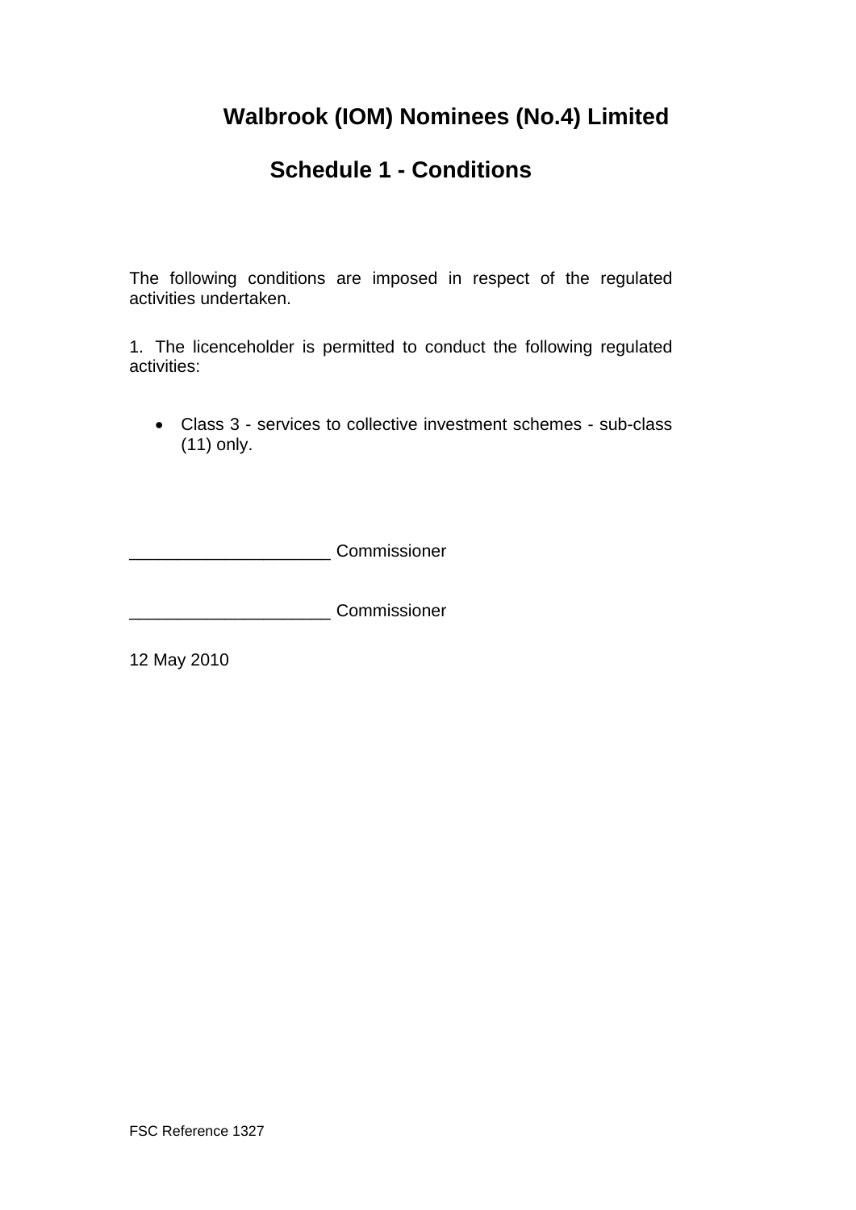# Walbrook (IOM) Nominees (No.4) Limited

## Schedule 1 - Conditions

The following conditions are imposed in respect of the regulated activities undertaken.

1. The licenceholder is permitted to conduct the following regulated activities:

- Class 3 - services to collective investment schemes - sub-class (11) only.

____________________ Commissioner

____________________ Commissioner

12 May 2010

FSC Reference 1327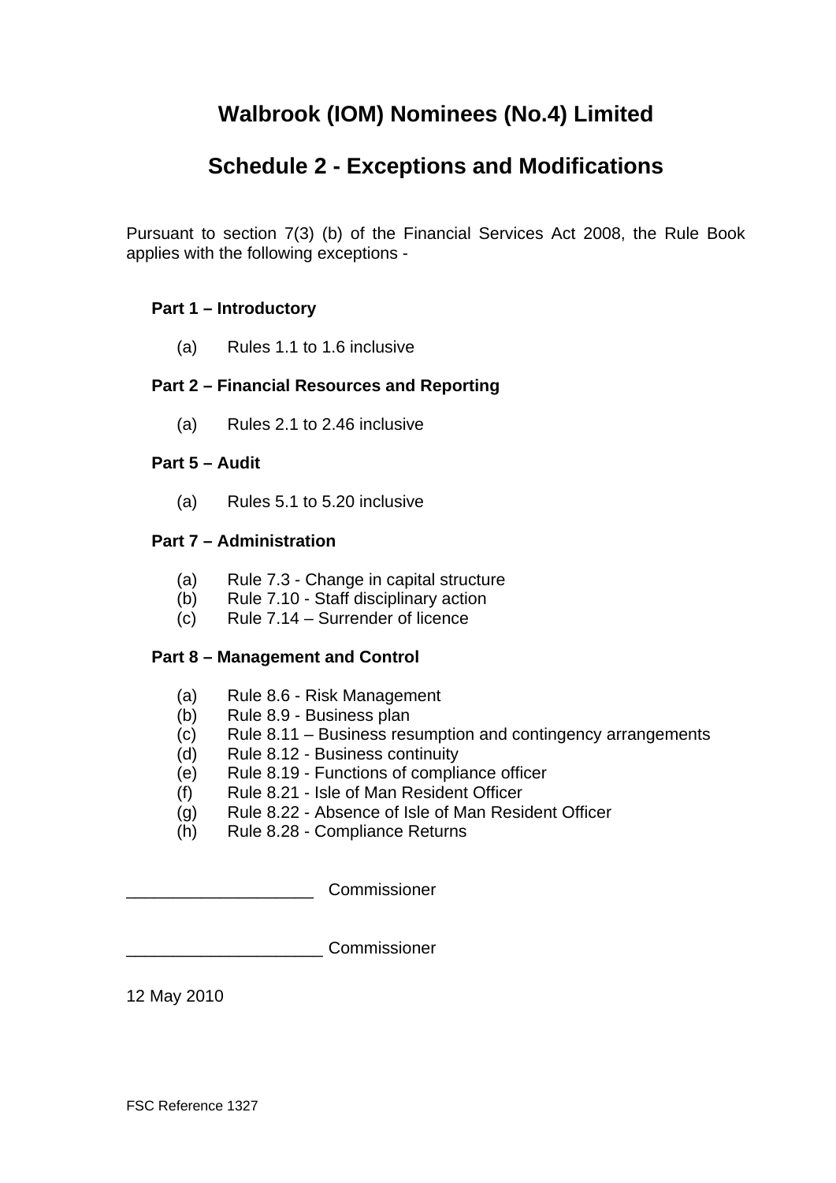# Walbrook (IOM) Nominees (No.4) Limited

## Schedule 2 - Exceptions and Modifications

Pursuant to section 7(3) (b) of the Financial Services Act 2008, the Rule Book applies with the following exceptions -

**Part 1 – Introductory**

(a) Rules 1.1 to 1.6 inclusive

**Part 2 – Financial Resources and Reporting**

(a) Rules 2.1 to 2.46 inclusive

**Part 5 – Audit**

(a) Rules 5.1 to 5.20 inclusive

**Part 7 – Administration**

(a) Rule 7.3 - Change in capital structure
(b) Rule 7.10 - Staff disciplinary action
(c) Rule 7.14 – Surrender of licence

**Part 8 – Management and Control**

(a) Rule 8.6 - Risk Management
(b) Rule 8.9 - Business plan
(c) Rule 8.11 – Business resumption and contingency arrangements
(d) Rule 8.12 - Business continuity
(e) Rule 8.19 - Functions of compliance officer
(f) Rule 8.21 - Isle of Man Resident Officer
(g) Rule 8.22 - Absence of Isle of Man Resident Officer
(h) Rule 8.28 - Compliance Returns

____________________ Commissioner

_____________________ Commissioner

12 May 2010

FSC Reference 1327